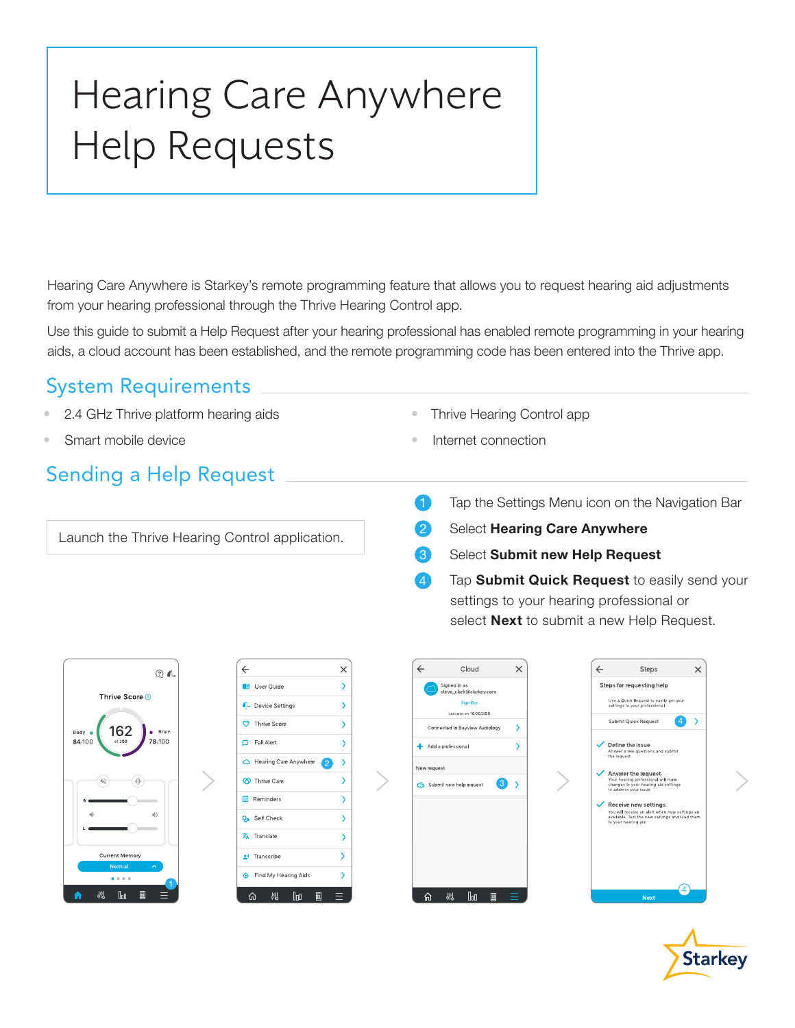# Hearing Care Anywhere Help Requests

Hearing Care Anywhere is Starkey's remote programming feature that allows you to request hearing aid adjustments from your hearing professional through the Thrive Hearing Control app.

Use this guide to submit a Help Request after your hearing professional has enabled remote programming in your hearing aids, a cloud account has been established, and the remote programming code has been entered into the Thrive app.

## System Requirements

- 2.4 GHz Thrive platform hearing aids
- Smart mobile device
- Thrive Hearing Control app
- Internet connection

## Sending a Help Request

Launch the Thrive Hearing Control application.

1. Tap the Settings Menu icon on the Navigation Bar
2. Select **Hearing Care Anywhere**
3. Select **Submit new Help Request**
4. Tap **Submit Quick Request** to easily send your settings to your hearing professional or select **Next** to submit a new Help Request.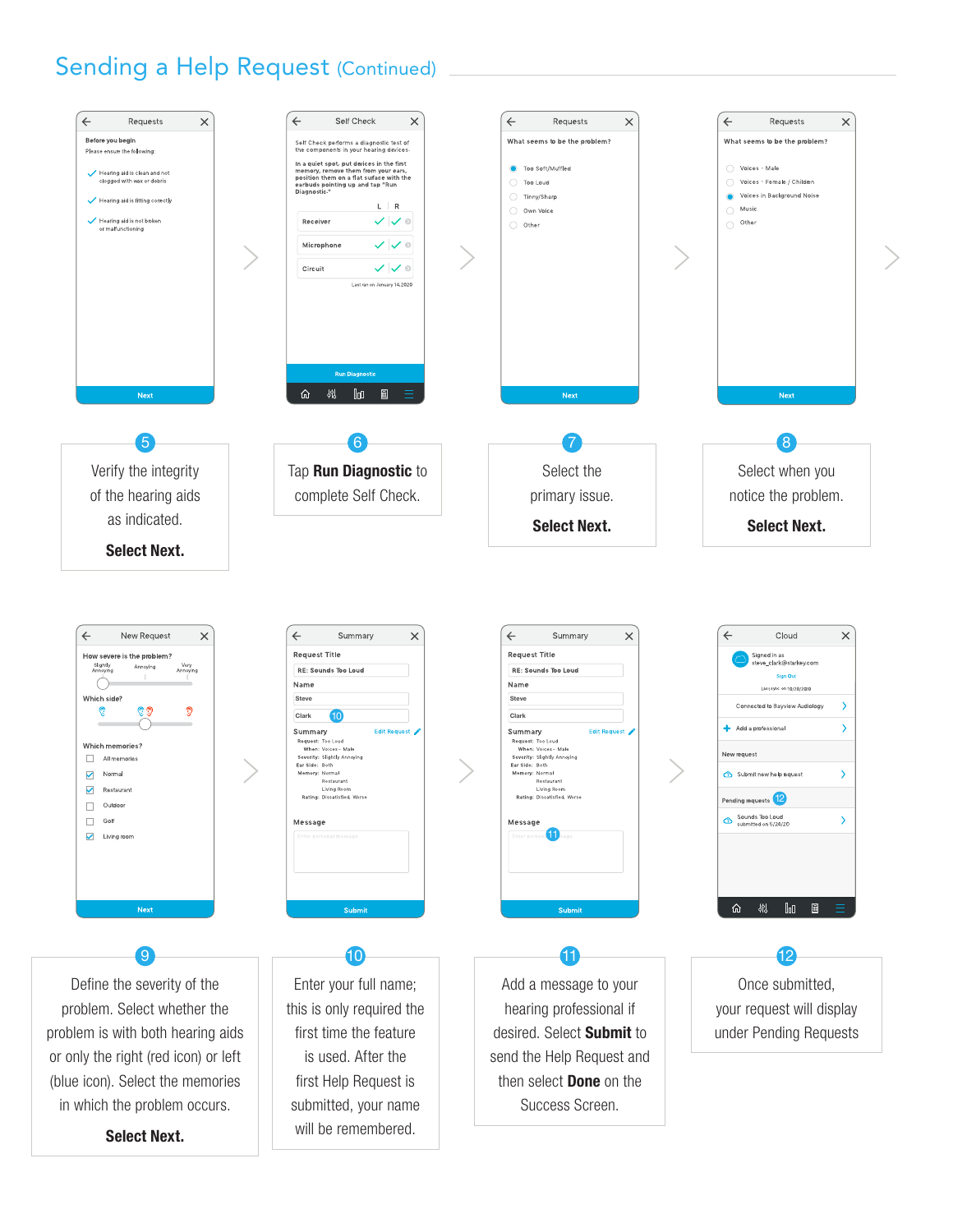## Sending a Help Request (Continued)

**5** Verify the integrity of the hearing aids as indicated. **Select Next.**

**6** Tap **Run Diagnostic** to complete Self Check.

**7** Select the primary issue. **Select Next.**

**8** Select when you notice the problem. **Select Next.**

**9** Define the severity of the problem. Select whether the problem is with both hearing aids or only the right (red icon) or left (blue icon). Select the memories in which the problem occurs. **Select Next.**

**10** Enter your full name; this is only required the first time the feature is used. After the first Help Request is submitted, your name will be remembered.

**11** Add a message to your hearing professional if desired. Select **Submit** to send the Help Request and then select **Done** on the Success Screen.

**12** Once submitted, your request will display under Pending Requests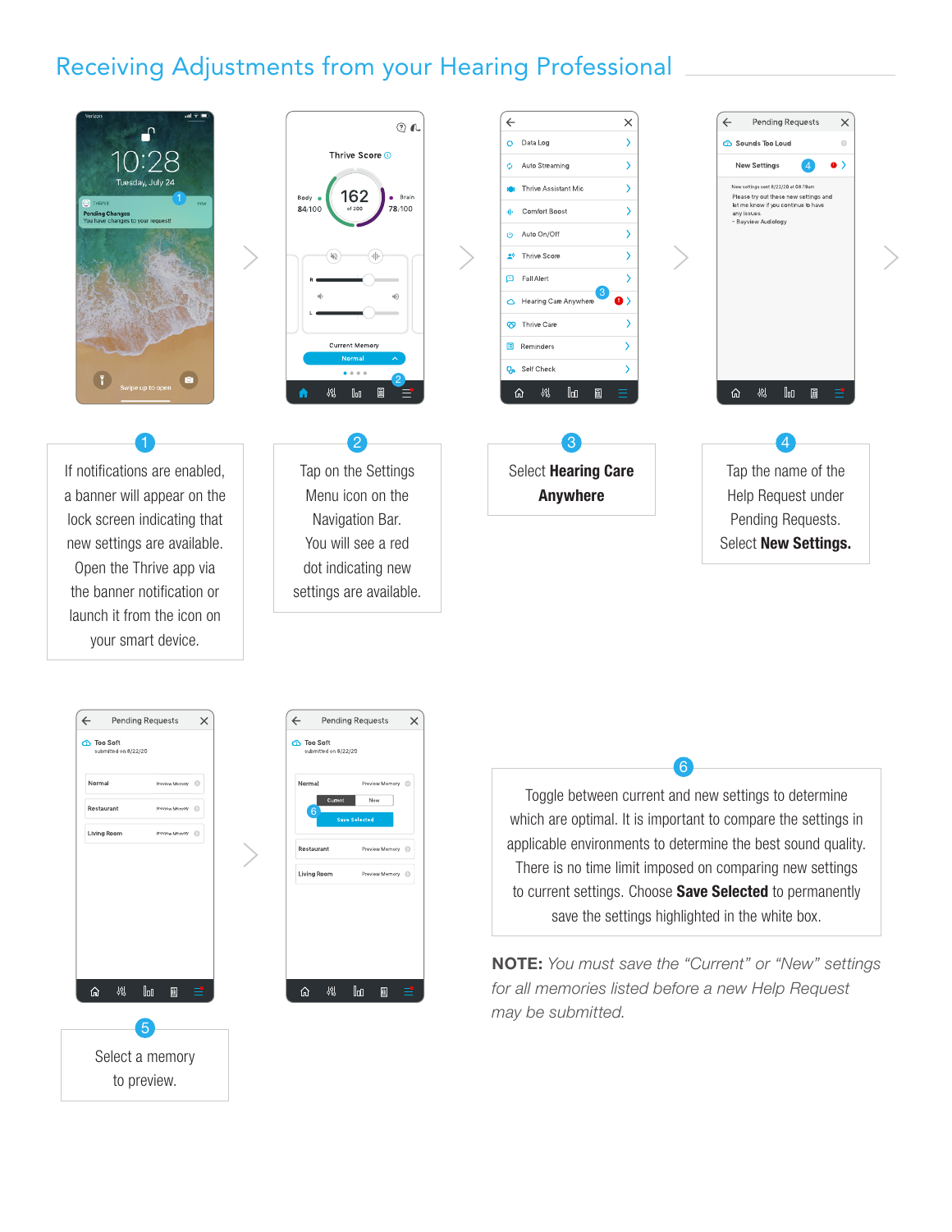# Receiving Adjustments from your Hearing Professional

1. If notifications are enabled, a banner will appear on the lock screen indicating that new settings are available. Open the Thrive app via the banner notification or launch it from the icon on your smart device.

2. Tap on the Settings Menu icon on the Navigation Bar. You will see a red dot indicating new settings are available.

3. Select **Hearing Care Anywhere**

4. Tap the name of the Help Request under Pending Requests. Select **New Settings.**

5. Select a memory to preview.

6. Toggle between current and new settings to determine which are optimal. It is important to compare the settings in applicable environments to determine the best sound quality. There is no time limit imposed on comparing new settings to current settings. Choose **Save Selected** to permanently save the settings highlighted in the white box.

**NOTE:** *You must save the "Current" or "New" settings for all memories listed before a new Help Request may be submitted.*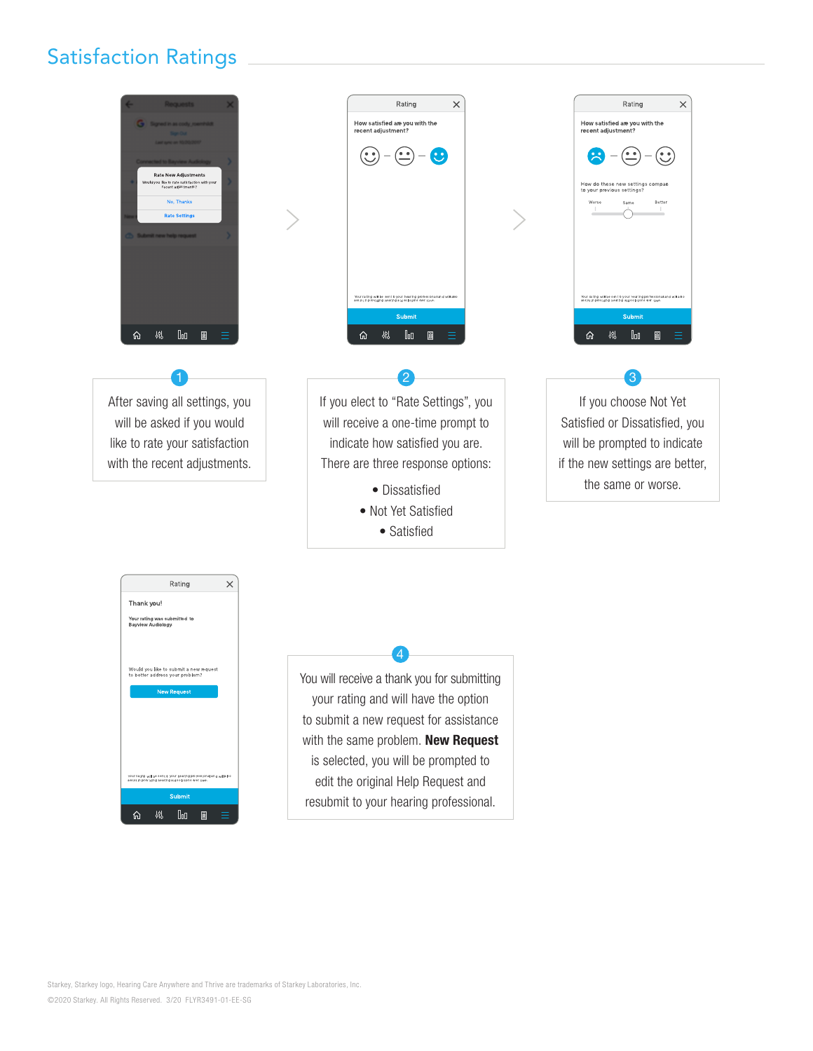# Satisfaction Ratings

1

After saving all settings, you will be asked if you would like to rate your satisfaction with the recent adjustments.

2

If you elect to "Rate Settings", you will receive a one-time prompt to indicate how satisfied you are. There are three response options:

- Dissatisfied
- Not Yet Satisfied
- Satisfied

3

If you choose Not Yet Satisfied or Dissatisfied, you will be prompted to indicate if the new settings are better, the same or worse.

4

You will receive a thank you for submitting your rating and will have the option to submit a new request for assistance with the same problem. **New Request** is selected, you will be prompted to edit the original Help Request and resubmit to your hearing professional.

Starkey, Starkey logo, Hearing Care Anywhere and Thrive are trademarks of Starkey Laboratories, Inc.

©2020 Starkey. All Rights Reserved. 3/20 FLYR3491-01-EE-SG